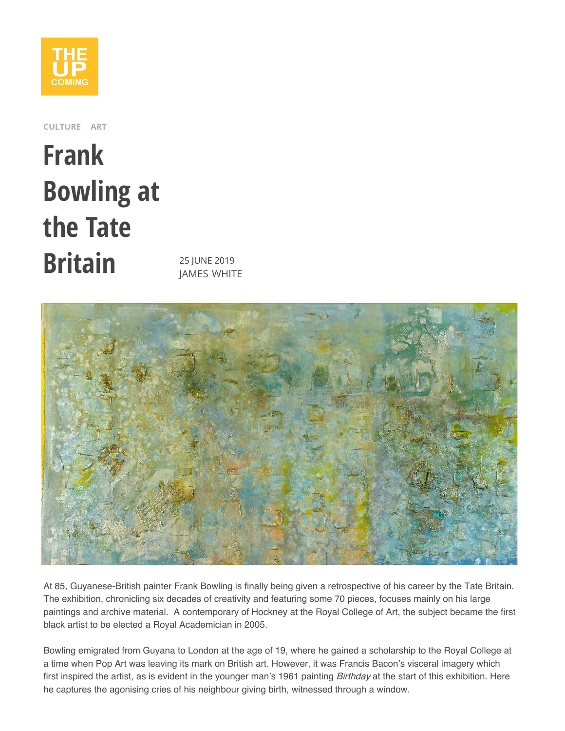CULTURE ART

# Frank Bowling at the Tate Britain

25 JUNE 2019
JAMES WHITE

At 85, Guyanese-British painter Frank Bowling is finally being given a retrospective of his career by the Tate Britain. The exhibition, chronicling six decades of creativity and featuring some 70 pieces, focuses mainly on his large paintings and archive material. A contemporary of Hockney at the Royal College of Art, the subject became the first black artist to be elected a Royal Academician in 2005.

Bowling emigrated from Guyana to London at the age of 19, where he gained a scholarship to the Royal College at a time when Pop Art was leaving its mark on British art. However, it was Francis Bacon's visceral imagery which first inspired the artist, as is evident in the younger man's 1961 painting *Birthday* at the start of this exhibition. Here he captures the agonising cries of his neighbour giving birth, witnessed through a window.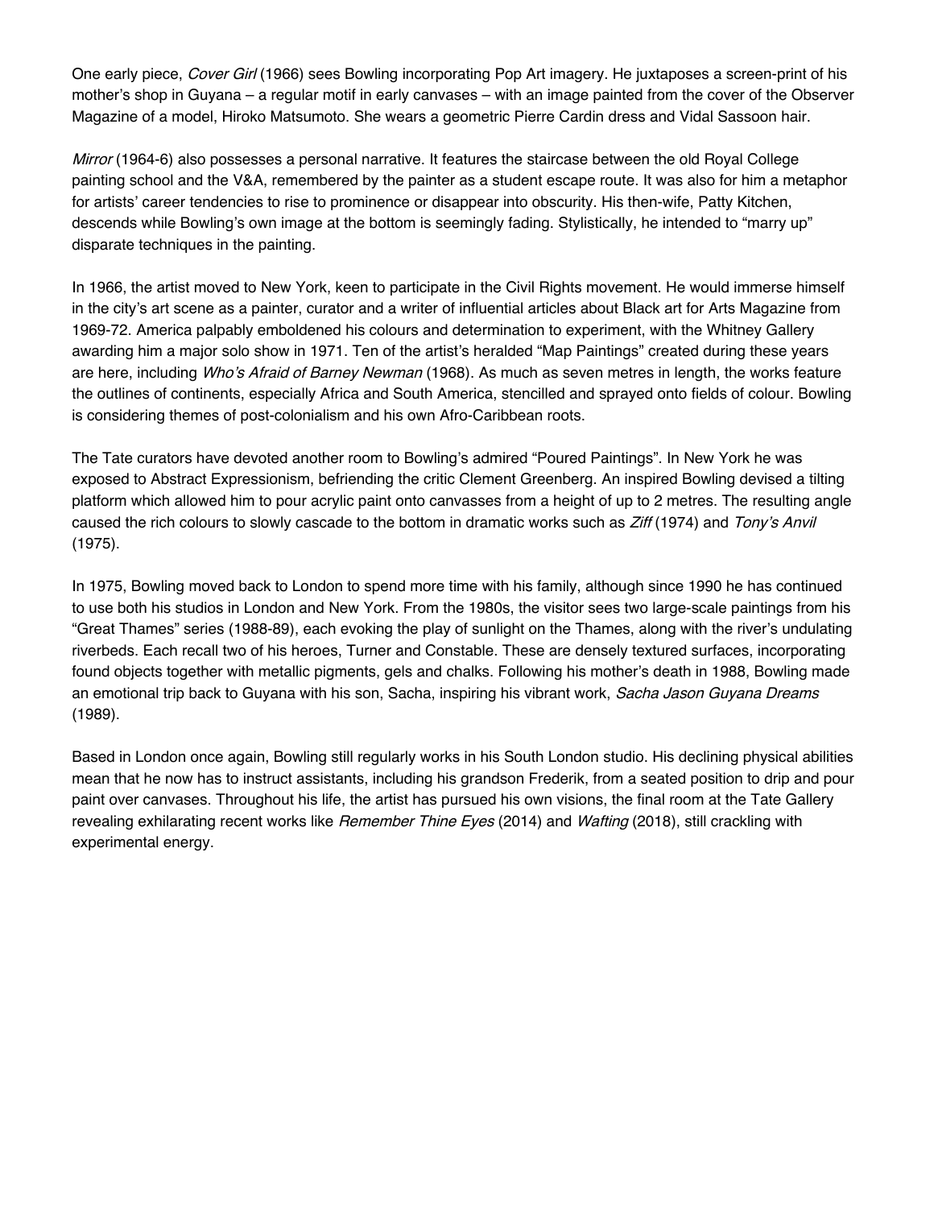One early piece, *Cover Girl* (1966) sees Bowling incorporating Pop Art imagery. He juxtaposes a screen-print of his mother's shop in Guyana – a regular motif in early canvases – with an image painted from the cover of the Observer Magazine of a model, Hiroko Matsumoto. She wears a geometric Pierre Cardin dress and Vidal Sassoon hair.

*Mirror* (1964-6) also possesses a personal narrative. It features the staircase between the old Royal College painting school and the V&A, remembered by the painter as a student escape route. It was also for him a metaphor for artists' career tendencies to rise to prominence or disappear into obscurity. His then-wife, Patty Kitchen, descends while Bowling's own image at the bottom is seemingly fading. Stylistically, he intended to "marry up" disparate techniques in the painting.

In 1966, the artist moved to New York, keen to participate in the Civil Rights movement. He would immerse himself in the city's art scene as a painter, curator and a writer of influential articles about Black art for Arts Magazine from 1969-72. America palpably emboldened his colours and determination to experiment, with the Whitney Gallery awarding him a major solo show in 1971. Ten of the artist's heralded "Map Paintings" created during these years are here, including *Who's Afraid of Barney Newman* (1968). As much as seven metres in length, the works feature the outlines of continents, especially Africa and South America, stencilled and sprayed onto fields of colour. Bowling is considering themes of post-colonialism and his own Afro-Caribbean roots.

The Tate curators have devoted another room to Bowling's admired "Poured Paintings". In New York he was exposed to Abstract Expressionism, befriending the critic Clement Greenberg. An inspired Bowling devised a tilting platform which allowed him to pour acrylic paint onto canvasses from a height of up to 2 metres. The resulting angle caused the rich colours to slowly cascade to the bottom in dramatic works such as *Ziff* (1974) and *Tony's Anvil* (1975).

In 1975, Bowling moved back to London to spend more time with his family, although since 1990 he has continued to use both his studios in London and New York. From the 1980s, the visitor sees two large-scale paintings from his "Great Thames" series (1988-89), each evoking the play of sunlight on the Thames, along with the river's undulating riverbeds. Each recall two of his heroes, Turner and Constable. These are densely textured surfaces, incorporating found objects together with metallic pigments, gels and chalks. Following his mother's death in 1988, Bowling made an emotional trip back to Guyana with his son, Sacha, inspiring his vibrant work, *Sacha Jason Guyana Dreams* (1989).

Based in London once again, Bowling still regularly works in his South London studio. His declining physical abilities mean that he now has to instruct assistants, including his grandson Frederik, from a seated position to drip and pour paint over canvases. Throughout his life, the artist has pursued his own visions, the final room at the Tate Gallery revealing exhilarating recent works like *Remember Thine Eyes* (2014) and *Wafting* (2018), still crackling with experimental energy.